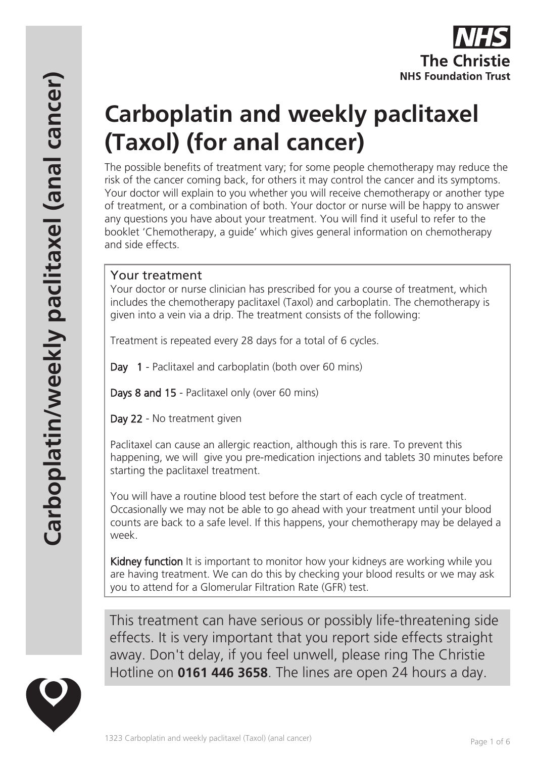# Carboplatin and weekly paclitaxel (Taxol) (for anal cancer)

The possible benefits of treatment vary; for some people chemotherapy may reduce the risk of the cancer coming back, for others it may control the cancer and its symptoms. Your doctor will explain to you whether you will receive chemotherapy or another type of treatment, or a combination of both. Your doctor or nurse will be happy to answer any questions you have about your treatment. You will find it useful to refer to the booklet 'Chemotherapy, a guide' which gives general information on chemotherapy and side effects.

## Your treatment

Your doctor or nurse clinician has prescribed for you a course of treatment, which includes the chemotherapy paclitaxel (Taxol) and carboplatin. The chemotherapy is given into a vein via a drip. The treatment consists of the following:

Treatment is repeated every 28 days for a total of 6 cycles.

**Day 1** - Paclitaxel and carboplatin (both over 60 mins)

**Days 8 and 15** - Paclitaxel only (over 60 mins)

**Day 22** - No treatment given

Paclitaxel can cause an allergic reaction, although this is rare. To prevent this happening, we will give you pre-medication injections and tablets 30 minutes before starting the paclitaxel treatment.

You will have a routine blood test before the start of each cycle of treatment. Occasionally we may not be able to go ahead with your treatment until your blood counts are back to a safe level. If this happens, your chemotherapy may be delayed a week.

**Kidney function** It is important to monitor how your kidneys are working while you are having treatment. We can do this by checking your blood results or we may ask you to attend for a Glomerular Filtration Rate (GFR) test.

This treatment can have serious or possibly life-threatening side effects. It is very important that you report side effects straight away. Don't delay, if you feel unwell, please ring The Christie Hotline on **0161 446 3658**. The lines are open 24 hours a day.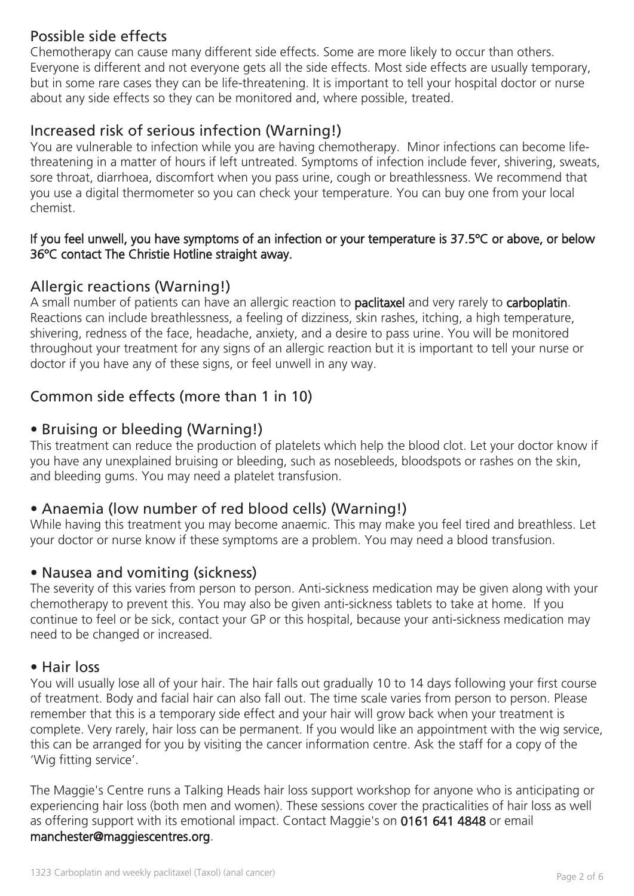## Possible side effects

Chemotherapy can cause many different side effects. Some are more likely to occur than others. Everyone is different and not everyone gets all the side effects. Most side effects are usually temporary, but in some rare cases they can be life-threatening. It is important to tell your hospital doctor or nurse about any side effects so they can be monitored and, where possible, treated.

## Increased risk of serious infection (Warning!)

You are vulnerable to infection while you are having chemotherapy. Minor infections can become life-threatening in a matter of hours if left untreated. Symptoms of infection include fever, shivering, sweats, sore throat, diarrhoea, discomfort when you pass urine, cough or breathlessness. We recommend that you use a digital thermometer so you can check your temperature. You can buy one from your local chemist.

**If you feel unwell, you have symptoms of an infection or your temperature is 37.5ºC or above, or below 36ºC contact The Christie Hotline straight away.**

## Allergic reactions (Warning!)

A small number of patients can have an allergic reaction to **paclitaxel** and very rarely to **carboplatin**. Reactions can include breathlessness, a feeling of dizziness, skin rashes, itching, a high temperature, shivering, redness of the face, headache, anxiety, and a desire to pass urine. You will be monitored throughout your treatment for any signs of an allergic reaction but it is important to tell your nurse or doctor if you have any of these signs, or feel unwell in any way.

## Common side effects (more than 1 in 10)

### • Bruising or bleeding (Warning!)

This treatment can reduce the production of platelets which help the blood clot. Let your doctor know if you have any unexplained bruising or bleeding, such as nosebleeds, bloodspots or rashes on the skin, and bleeding gums. You may need a platelet transfusion.

### • Anaemia (low number of red blood cells) (Warning!)

While having this treatment you may become anaemic. This may make you feel tired and breathless. Let your doctor or nurse know if these symptoms are a problem. You may need a blood transfusion.

### • Nausea and vomiting (sickness)

The severity of this varies from person to person. Anti-sickness medication may be given along with your chemotherapy to prevent this. You may also be given anti-sickness tablets to take at home. If you continue to feel or be sick, contact your GP or this hospital, because your anti-sickness medication may need to be changed or increased.

### • Hair loss

You will usually lose all of your hair. The hair falls out gradually 10 to 14 days following your first course of treatment. Body and facial hair can also fall out. The time scale varies from person to person. Please remember that this is a temporary side effect and your hair will grow back when your treatment is complete. Very rarely, hair loss can be permanent. If you would like an appointment with the wig service, this can be arranged for you by visiting the cancer information centre. Ask the staff for a copy of the 'Wig fitting service'.

The Maggie's Centre runs a Talking Heads hair loss support workshop for anyone who is anticipating or experiencing hair loss (both men and women). These sessions cover the practicalities of hair loss as well as offering support with its emotional impact. Contact Maggie's on **0161 641 4848** or email **manchester@maggiescentres.org**.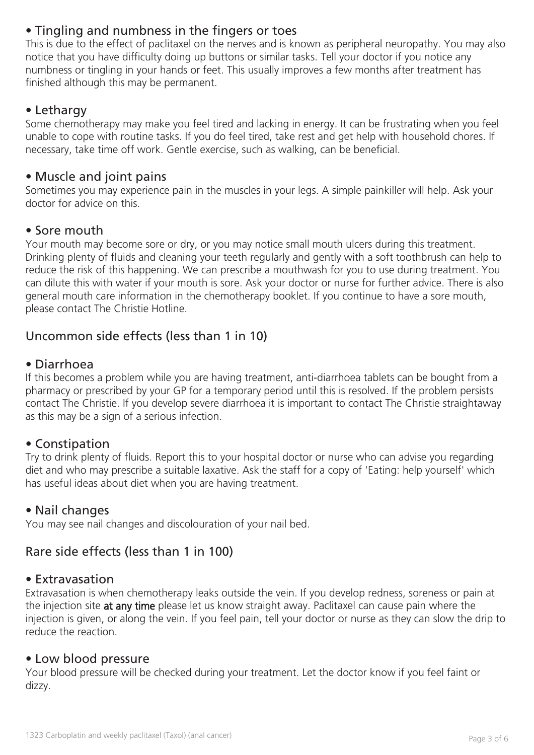### • Tingling and numbness in the fingers or toes

This is due to the effect of paclitaxel on the nerves and is known as peripheral neuropathy. You may also notice that you have difficulty doing up buttons or similar tasks. Tell your doctor if you notice any numbness or tingling in your hands or feet. This usually improves a few months after treatment has finished although this may be permanent.

### • Lethargy

Some chemotherapy may make you feel tired and lacking in energy. It can be frustrating when you feel unable to cope with routine tasks. If you do feel tired, take rest and get help with household chores. If necessary, take time off work. Gentle exercise, such as walking, can be beneficial.

### • Muscle and joint pains

Sometimes you may experience pain in the muscles in your legs. A simple painkiller will help. Ask your doctor for advice on this.

### • Sore mouth

Your mouth may become sore or dry, or you may notice small mouth ulcers during this treatment. Drinking plenty of fluids and cleaning your teeth regularly and gently with a soft toothbrush can help to reduce the risk of this happening. We can prescribe a mouthwash for you to use during treatment. You can dilute this with water if your mouth is sore. Ask your doctor or nurse for further advice. There is also general mouth care information in the chemotherapy booklet. If you continue to have a sore mouth, please contact The Christie Hotline.

## Uncommon side effects (less than 1 in 10)

### • Diarrhoea

If this becomes a problem while you are having treatment, anti-diarrhoea tablets can be bought from a pharmacy or prescribed by your GP for a temporary period until this is resolved. If the problem persists contact The Christie. If you develop severe diarrhoea it is important to contact The Christie straightaway as this may be a sign of a serious infection.

### • Constipation

Try to drink plenty of fluids. Report this to your hospital doctor or nurse who can advise you regarding diet and who may prescribe a suitable laxative. Ask the staff for a copy of 'Eating: help yourself' which has useful ideas about diet when you are having treatment.

### • Nail changes

You may see nail changes and discolouration of your nail bed.

## Rare side effects (less than 1 in 100)

### • Extravasation

Extravasation is when chemotherapy leaks outside the vein. If you develop redness, soreness or pain at the injection site **at any time** please let us know straight away. Paclitaxel can cause pain where the injection is given, or along the vein. If you feel pain, tell your doctor or nurse as they can slow the drip to reduce the reaction.

### • Low blood pressure

Your blood pressure will be checked during your treatment. Let the doctor know if you feel faint or dizzy.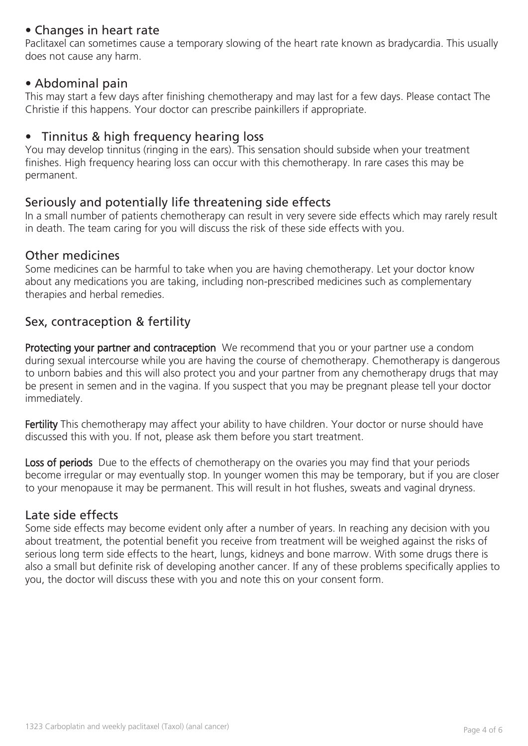## • Changes in heart rate

Paclitaxel can sometimes cause a temporary slowing of the heart rate known as bradycardia. This usually does not cause any harm.

## • Abdominal pain

This may start a few days after finishing chemotherapy and may last for a few days. Please contact The Christie if this happens. Your doctor can prescribe painkillers if appropriate.

## • Tinnitus & high frequency hearing loss

You may develop tinnitus (ringing in the ears). This sensation should subside when your treatment finishes. High frequency hearing loss can occur with this chemotherapy. In rare cases this may be permanent.

## Seriously and potentially life threatening side effects

In a small number of patients chemotherapy can result in very severe side effects which may rarely result in death. The team caring for you will discuss the risk of these side effects with you.

## Other medicines

Some medicines can be harmful to take when you are having chemotherapy. Let your doctor know about any medications you are taking, including non-prescribed medicines such as complementary therapies and herbal remedies.

## Sex, contraception & fertility

**Protecting your partner and contraception** We recommend that you or your partner use a condom during sexual intercourse while you are having the course of chemotherapy. Chemotherapy is dangerous to unborn babies and this will also protect you and your partner from any chemotherapy drugs that may be present in semen and in the vagina. If you suspect that you may be pregnant please tell your doctor immediately.

**Fertility** This chemotherapy may affect your ability to have children. Your doctor or nurse should have discussed this with you. If not, please ask them before you start treatment.

**Loss of periods** Due to the effects of chemotherapy on the ovaries you may find that your periods become irregular or may eventually stop. In younger women this may be temporary, but if you are closer to your menopause it may be permanent. This will result in hot flushes, sweats and vaginal dryness.

## Late side effects

Some side effects may become evident only after a number of years. In reaching any decision with you about treatment, the potential benefit you receive from treatment will be weighed against the risks of serious long term side effects to the heart, lungs, kidneys and bone marrow. With some drugs there is also a small but definite risk of developing another cancer. If any of these problems specifically applies to you, the doctor will discuss these with you and note this on your consent form.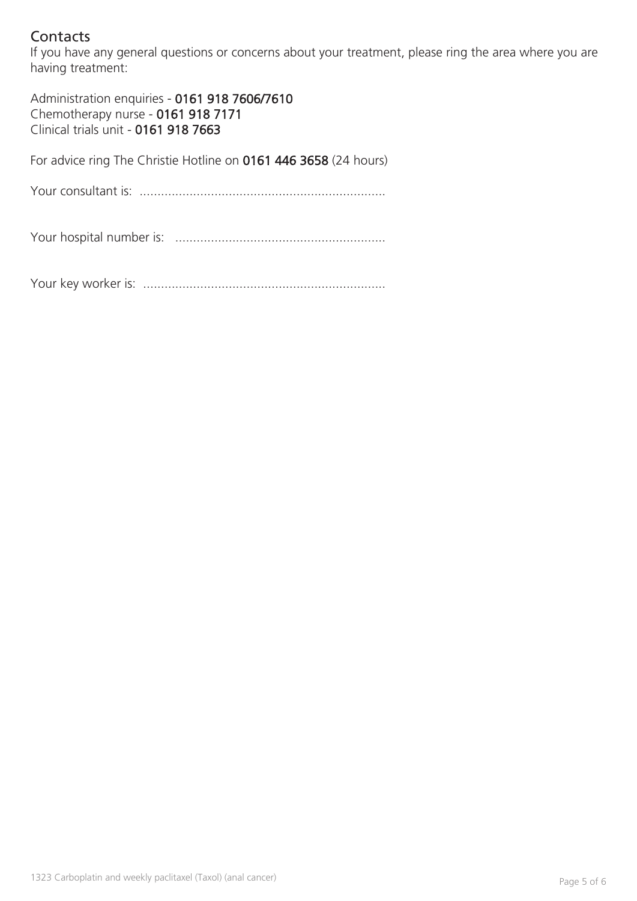## Contacts

If you have any general questions or concerns about your treatment, please ring the area where you are having treatment:

Administration enquiries - **0161 918 7606/7610**
Chemotherapy nurse - **0161 918 7171**
Clinical trials unit - **0161 918 7663**

For advice ring The Christie Hotline on **0161 446 3658** (24 hours)

Your consultant is: ....................................................................

Your hospital number is: ...........................................................

Your key worker is: ....................................................................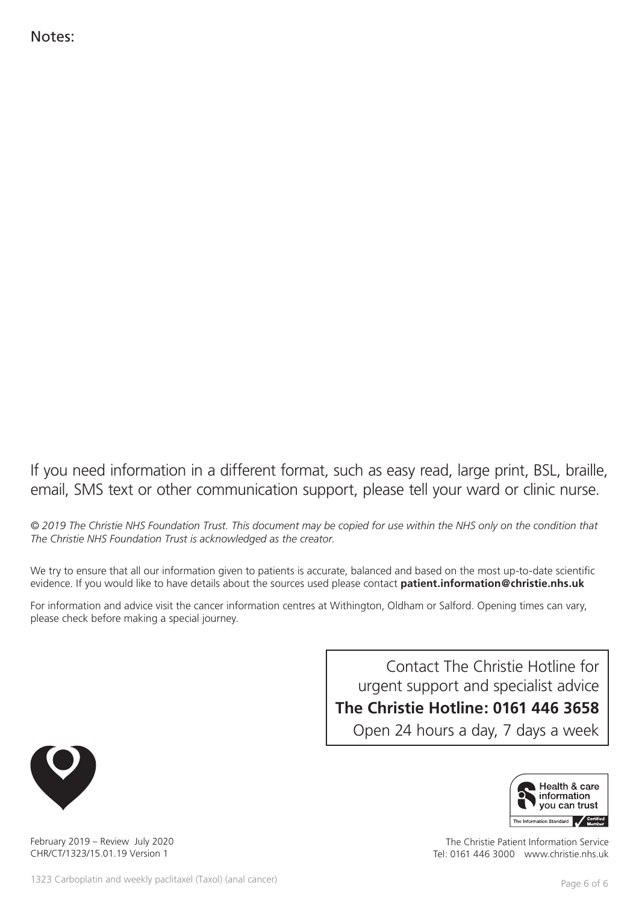Notes:

If you need information in a different format, such as easy read, large print, BSL, braille, email, SMS text or other communication support, please tell your ward or clinic nurse.

*© 2019 The Christie NHS Foundation Trust. This document may be copied for use within the NHS only on the condition that The Christie NHS Foundation Trust is acknowledged as the creator.*

We try to ensure that all our information given to patients is accurate, balanced and based on the most up-to-date scientific evidence. If you would like to have details about the sources used please contact **patient.information@christie.nhs.uk**

For information and advice visit the cancer information centres at Withington, Oldham or Salford. Opening times can vary, please check before making a special journey.

Contact The Christie Hotline for urgent support and specialist advice

**The Christie Hotline: 0161 446 3658**

Open 24 hours a day, 7 days a week

Health & care information you can trust

The Information Standard – Certified Member

February 2019 – Review July 2020
CHR/CT/1323/15.01.19 Version 1

The Christie Patient Information Service
Tel: 0161 446 3000 www.christie.nhs.uk